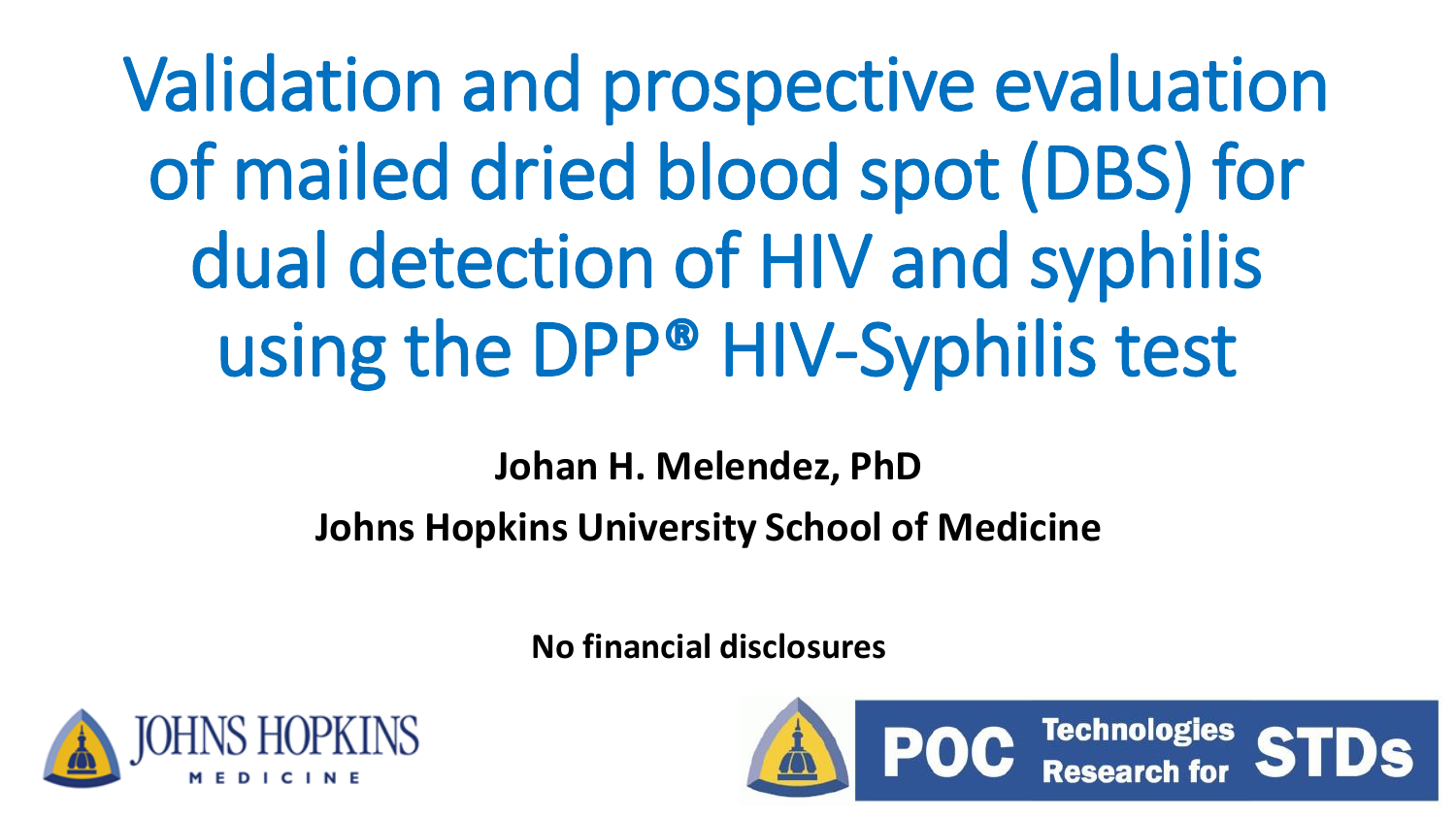# Validation and prospective evaluation of mailed dried blood spot (DBS) for dual detection of HIV and syphilis using the DPP® HIV-Syphilis test

**Johan H. Melendez, PhD**

**Johns Hopkins University School of Medicine**

**No financial disclosures**

JOHNS HOPKINS MEDICINE

POC Technologies Research for STDs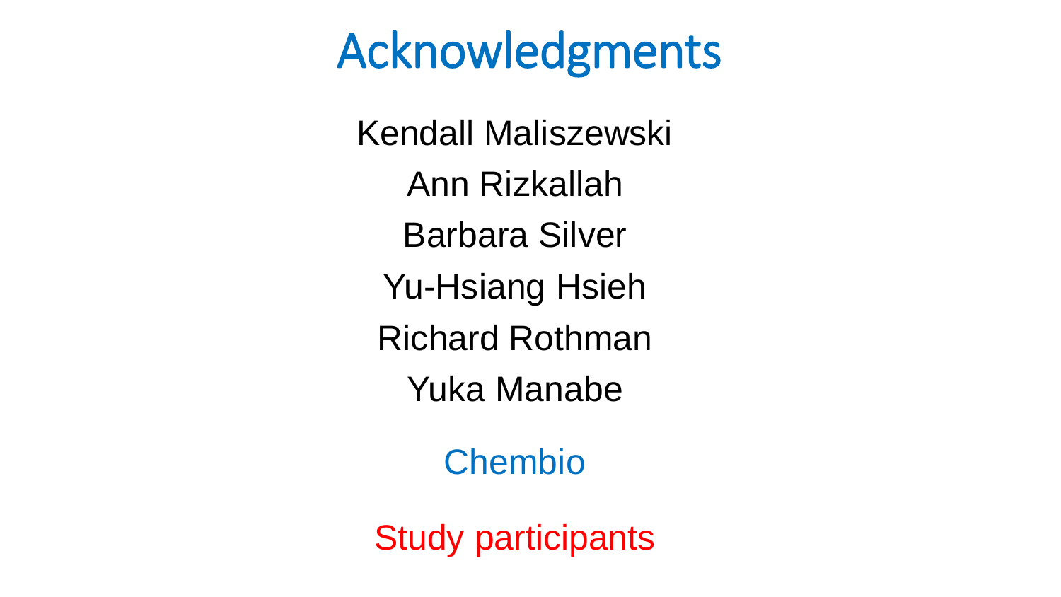# Acknowledgments

Kendall Maliszewski

Ann Rizkallah

Barbara Silver

Yu-Hsiang Hsieh

Richard Rothman

Yuka Manabe

Chembio

Study participants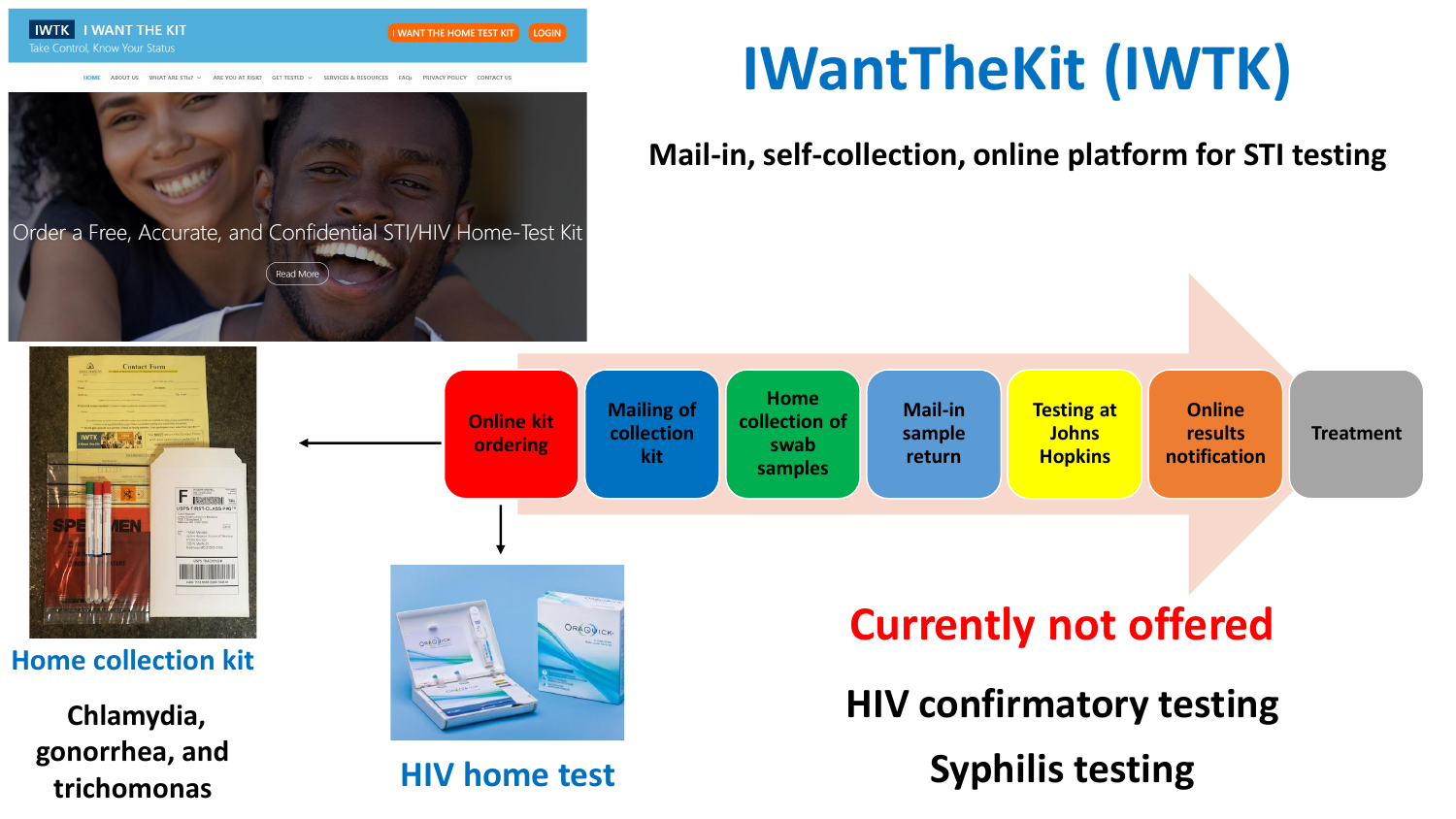# IWantTheKit (IWTK)

**Mail-in, self-collection, online platform for STI testing**

Online kit ordering → Mailing of collection kit → Home collection of swab samples → Mail-in sample return → Testing at Johns Hopkins → Online results notification → Treatment

## Home collection kit

Chlamydia, gonorrhea, and trichomonas

## HIV home test

## Currently not offered

HIV confirmatory testing

Syphilis testing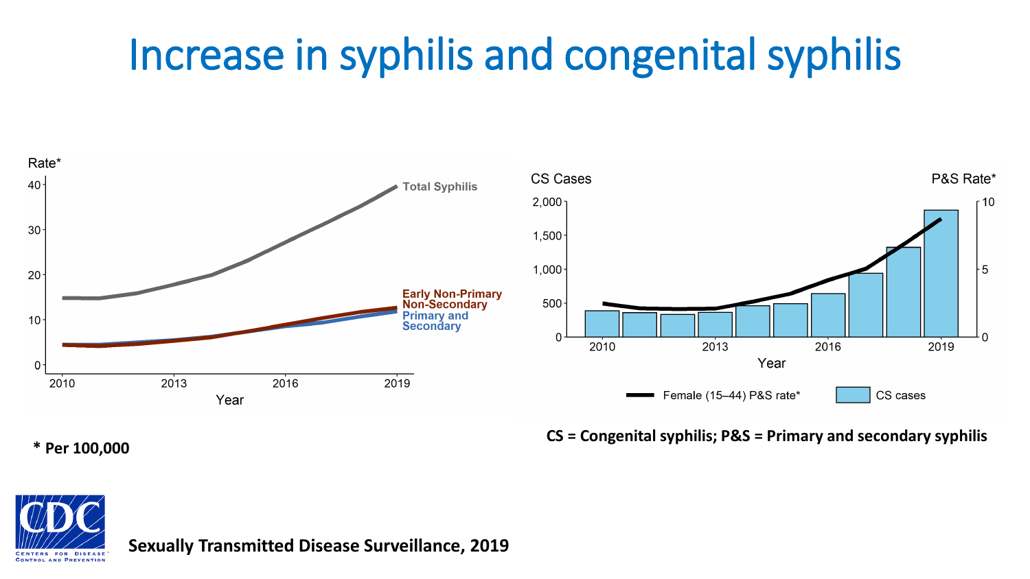# Increase in syphilis and congenital syphilis

Rate*

40
30
20
10
0

2010 2013 2016 2019

Year

Total Syphilis

Early Non-Primary Non-Secondary

Primary and Secondary

CS Cases

P&S Rate*

2,000
1,500
1,000
500
0

10
5
0

2010 2013 2016 2019

Year

Female (15–44) P&S rate*

CS cases

CS = Congenital syphilis; P&S = Primary and secondary syphilis

**\* Per 100,000**

CDC Centers for Disease Control and Prevention

**Sexually Transmitted Disease Surveillance, 2019**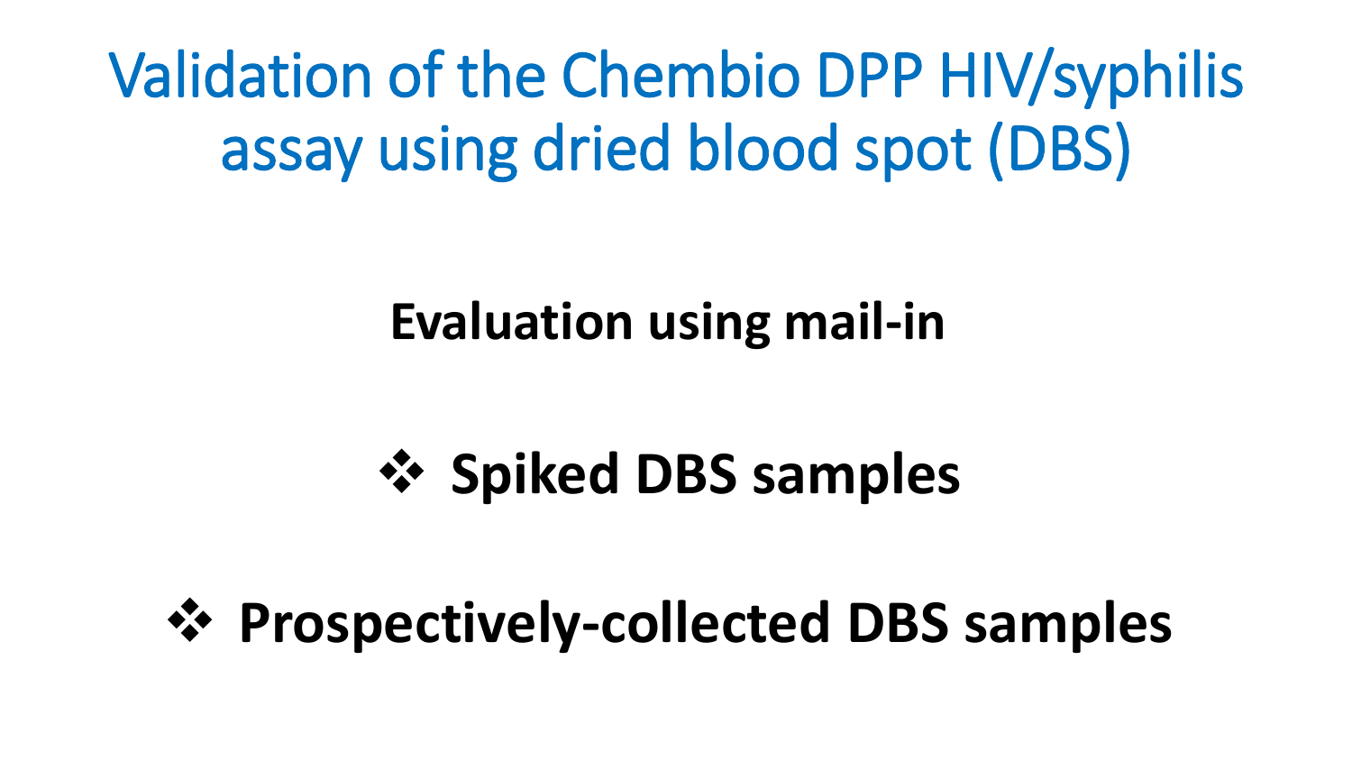# Validation of the Chembio DPP HIV/syphilis assay using dried blood spot (DBS)

**Evaluation using mail-in**

- **Spiked DBS samples**
- **Prospectively-collected DBS samples**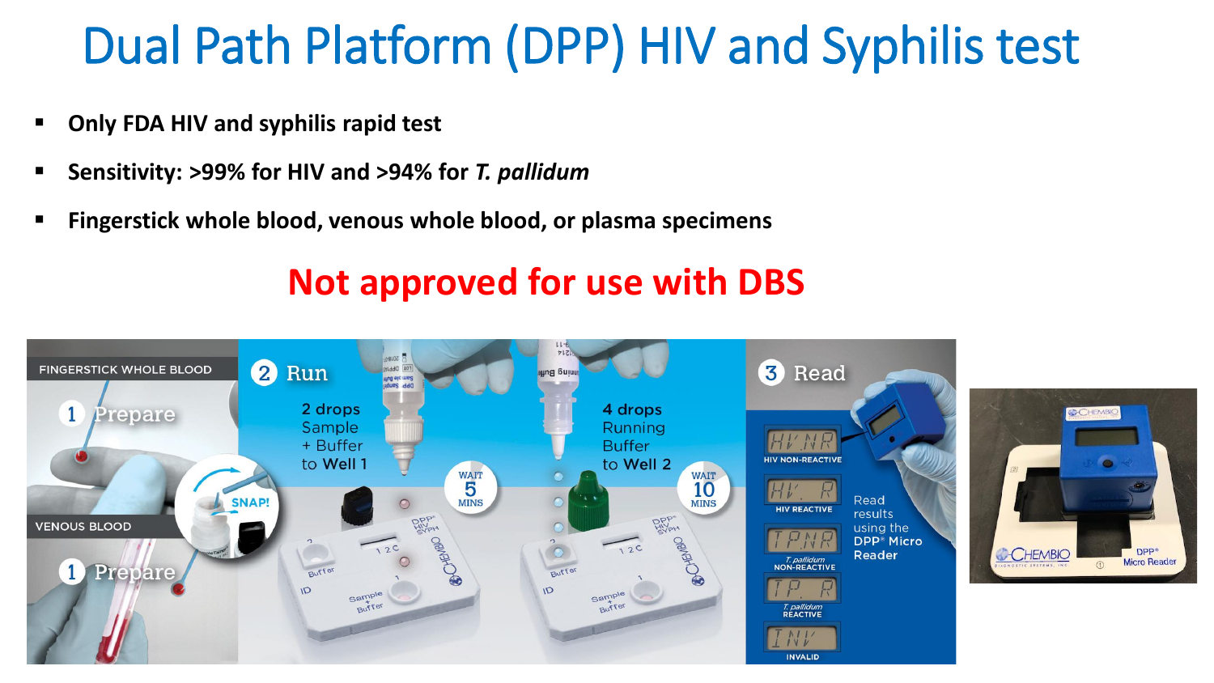# Dual Path Platform (DPP) HIV and Syphilis test

- **Only FDA HIV and syphilis rapid test**
- **Sensitivity: >99% for HIV and >94% for *T. pallidum***
- **Fingerstick whole blood, venous whole blood, or plasma specimens**

**Not approved for use with DBS**

FINGERSTICK WHOLE BLOOD

1 Prepare

VENOUS BLOOD

1 Prepare

SNAP!

2 Run

2 drops Sample + Buffer to Well 1

WAIT 5 MINS

4 drops Running Buffer to Well 2

WAIT 10 MINS

3 Read

HIV NON-REACTIVE

HIV REACTIVE

*T. pallidum* NON-REACTIVE

*T. pallidum* REACTIVE

INVALID

Read results using the DPP® Micro Reader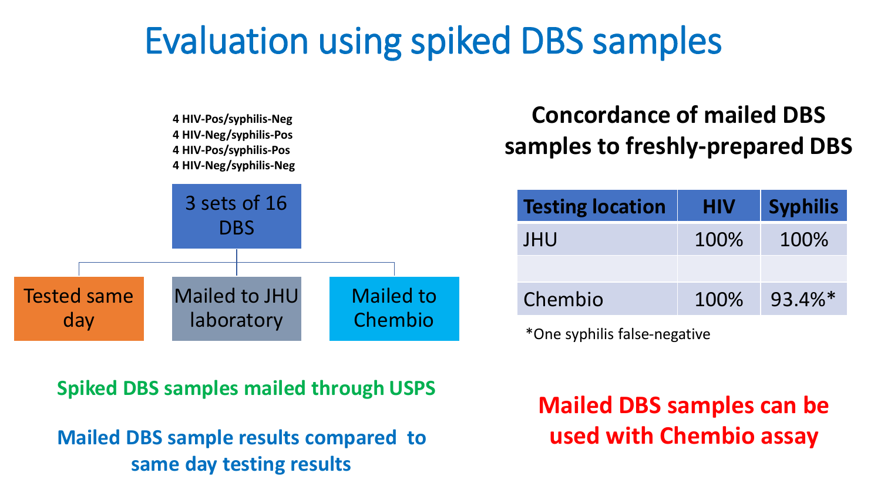# Evaluation using spiked DBS samples

4 HIV-Pos/syphilis-Neg
4 HIV-Neg/syphilis-Pos
4 HIV-Pos/syphilis-Pos
4 HIV-Neg/syphilis-Neg

3 sets of 16 DBS

- Tested same day
- Mailed to JHU laboratory
- Mailed to Chembio

**Spiked DBS samples mailed through USPS**

**Mailed DBS sample results compared to same day testing results**

## Concordance of mailed DBS samples to freshly-prepared DBS

| Testing location | HIV | Syphilis |
|---|---|---|
| JHU | 100% | 100% |
| | | |
| Chembio | 100% | 93.4%* |

*One syphilis false-negative

**Mailed DBS samples can be used with Chembio assay**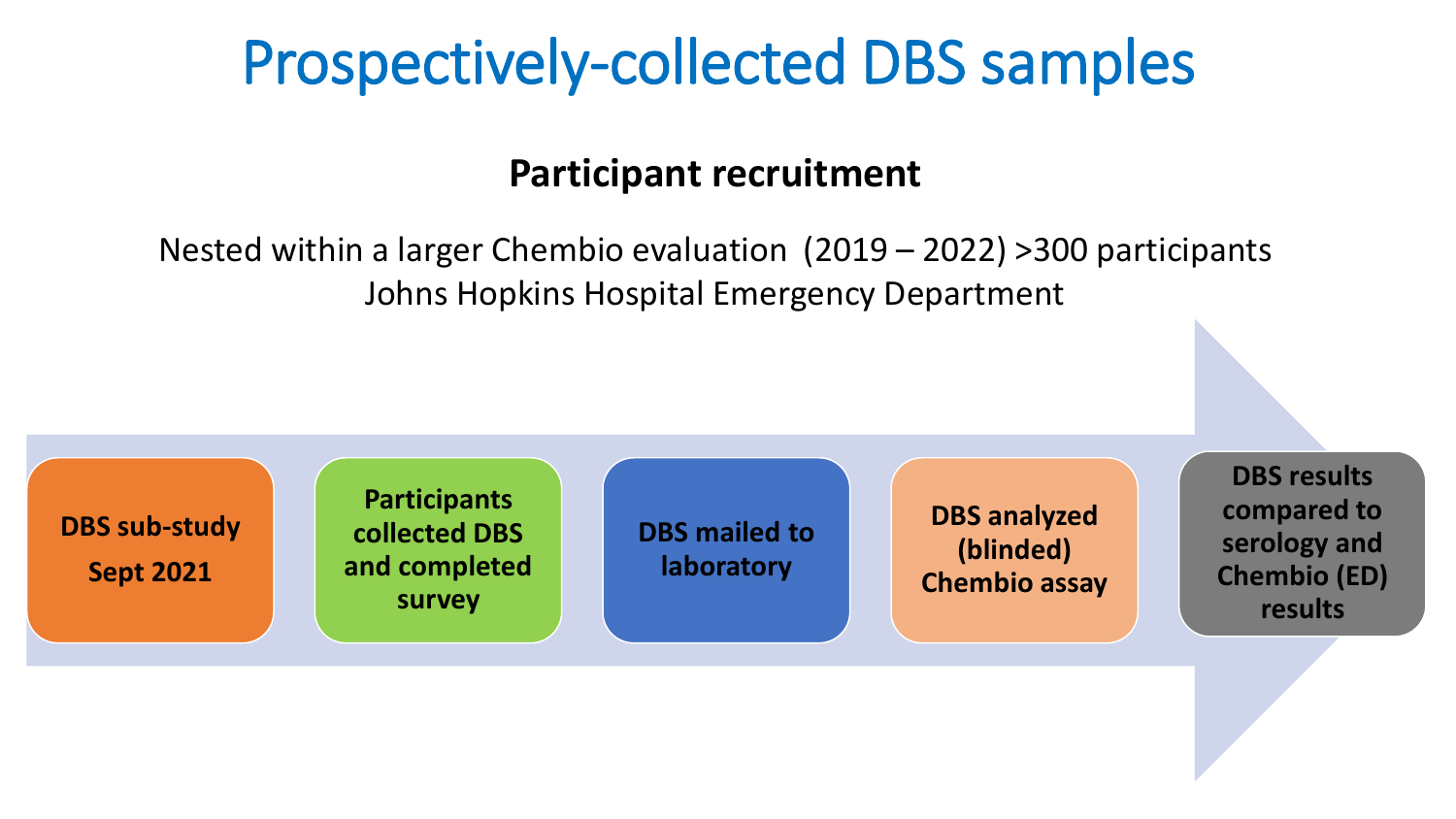# Prospectively-collected DBS samples

## Participant recruitment

Nested within a larger Chembio evaluation (2019 – 2022) >300 participants
Johns Hopkins Hospital Emergency Department

1. **DBS sub-study Sept 2021**
2. **Participants collected DBS and completed survey**
3. **DBS mailed to laboratory**
4. **DBS analyzed (blinded) Chembio assay**
5. **DBS results compared to serology and Chembio (ED) results**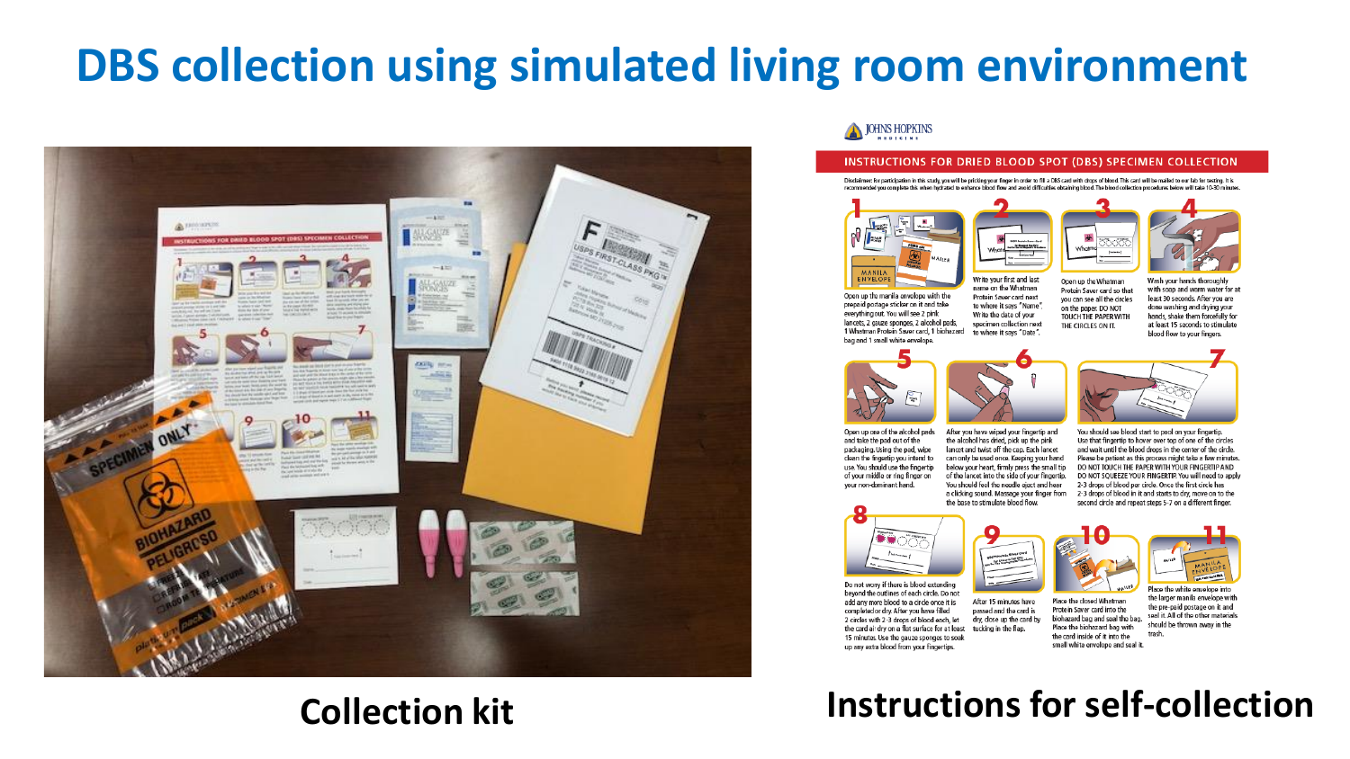# DBS collection using simulated living room environment

JOHNS HOPKINS MEDICINE

**INSTRUCTIONS FOR DRIED BLOOD SPOT (DBS) SPECIMEN COLLECTION**

Disclaimer: For participation in this study, you will be pricking your finger in order to fill a DBS card with drops of blood. This card will be mailed to our lab for testing. It is recommended you complete this when hydrated to enhance blood flow and avoid difficulties obtaining blood. The blood collection procedures below will take 10-30 minutes.

1. Open up the manila envelope with the prepaid postage sticker on it and take everything out. You will see 2 pink lancets, 2 gauze sponges, 2 alcohol pads, 1 Whatman Protein Saver card, 1 biohazard bag and 1 small white envelope.
2. Write your first and last name on the Whatman Protein Saver card next to where it says "Name". Write the date of your specimen collection next to where it says "Date".
3. Open up the Whatman Protein Saver card so that you can see all the circles on the paper. DO NOT TOUCH THE PAPER WITH THE CIRCLES ON IT.
4. Wash your hands thoroughly with soap and warm water for at least 30 seconds. After you are done washing and drying your hands, shake them forcefully for at least 15 seconds to stimulate blood flow to your fingers.
5. Open up one of the alcohol pads and take the pad out of the packaging. Using the pad, wipe clean the fingertip you intend to use. You should use the fingertip of your middle or ring finger on your non-dominant hand.
6. After you have wiped your fingertip and the alcohol has dried, pick up the pink lancet and twist off the cap. Each lancet can only be used once. Keeping your hand below your heart, firmly press the small tip of the lancet into the side of your fingertip. You should feel the needle eject and hear a clicking sound. Massage your finger from the base to stimulate blood flow.
7. You should see blood start to pool on your fingertip. Use that fingertip to hover over top of one of the circles and wait until the blood drops in the center of the circle. Please be patient as this process might take a few minutes. DO NOT TOUCH THE PAPER WITH YOUR FINGERTIP AND DO NOT SQUEEZE YOUR FINGERTIP. You will need to apply 2-3 drops of blood per circle. Once the first circle has 2-3 drops of blood in it and starts to dry, move on to the second circle and repeat steps 5-7 on a different finger.
8. Do not worry if there is blood extending beyond the outlines of each circle. Do not add any more blood to a circle once it is completed or dry. After you have filled 2 circles with 2-3 drops of blood each, let the card air dry on a flat surface for at least 15 minutes. Use the gauze sponges to soak up any extra blood from your fingertips.
9. After 15 minutes have passed and the card is dry, close up the card by tucking in the flap.
10. Place the closed Whatman Protein Saver card into the biohazard bag and seal the bag. Place the biohazard bag with the card inside of it into the small white envelope and seal it.
11. Place the white envelope into the larger manila envelope with the pre-paid postage on it and seal it. All of the other materials should be thrown away in the trash.

**Collection kit**

**Instructions for self-collection**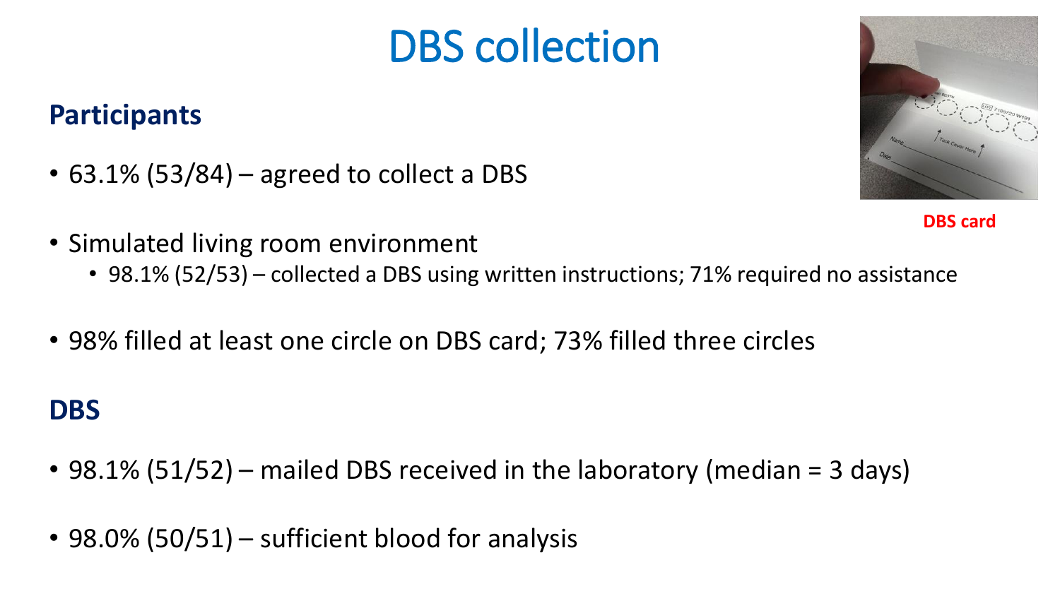# DBS collection

## Participants

- 63.1% (53/84) – agreed to collect a DBS

DBS card

- Simulated living room environment
  - 98.1% (52/53) – collected a DBS using written instructions; 71% required no assistance

- 98% filled at least one circle on DBS card; 73% filled three circles

## DBS

- 98.1% (51/52) – mailed DBS received in the laboratory (median = 3 days)

- 98.0% (50/51) – sufficient blood for analysis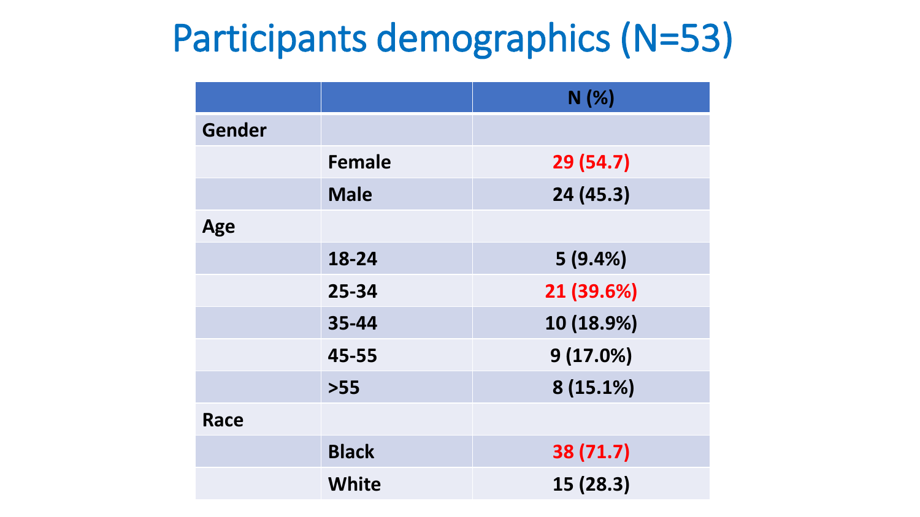# Participants demographics (N=53)

| | | N (%) |
|---|---|---|
| **Gender** | | |
| | Female | 29 (54.7) |
| | Male | 24 (45.3) |
| **Age** | | |
| | 18-24 | 5 (9.4%) |
| | 25-34 | 21 (39.6%) |
| | 35-44 | 10 (18.9%) |
| | 45-55 | 9 (17.0%) |
| | >55 | 8 (15.1%) |
| **Race** | | |
| | Black | 38 (71.7) |
| | White | 15 (28.3) |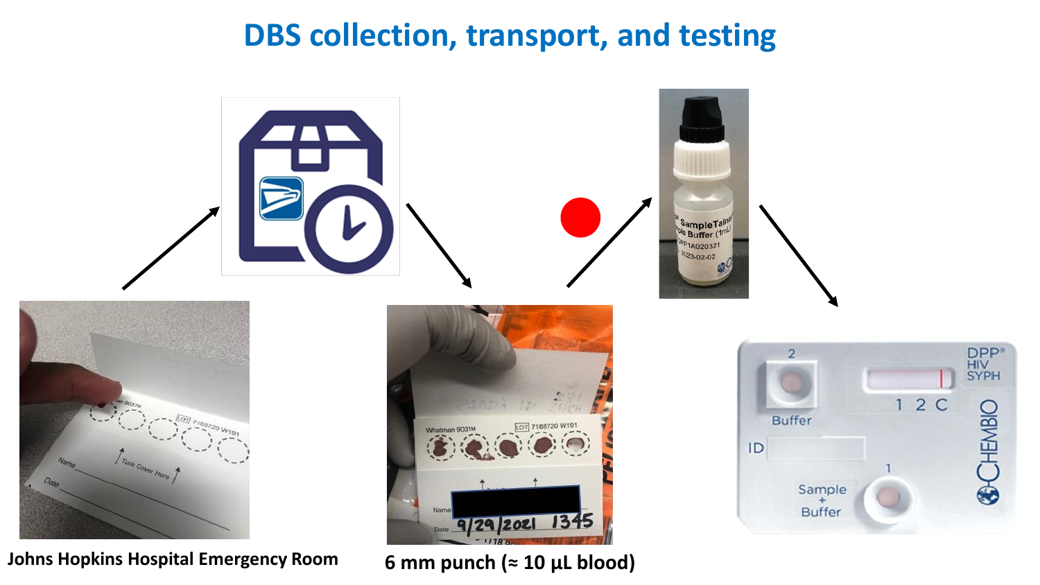# DBS collection, transport, and testing

Johns Hopkins Hospital Emergency Room

6 mm punch (≈ 10 µL blood)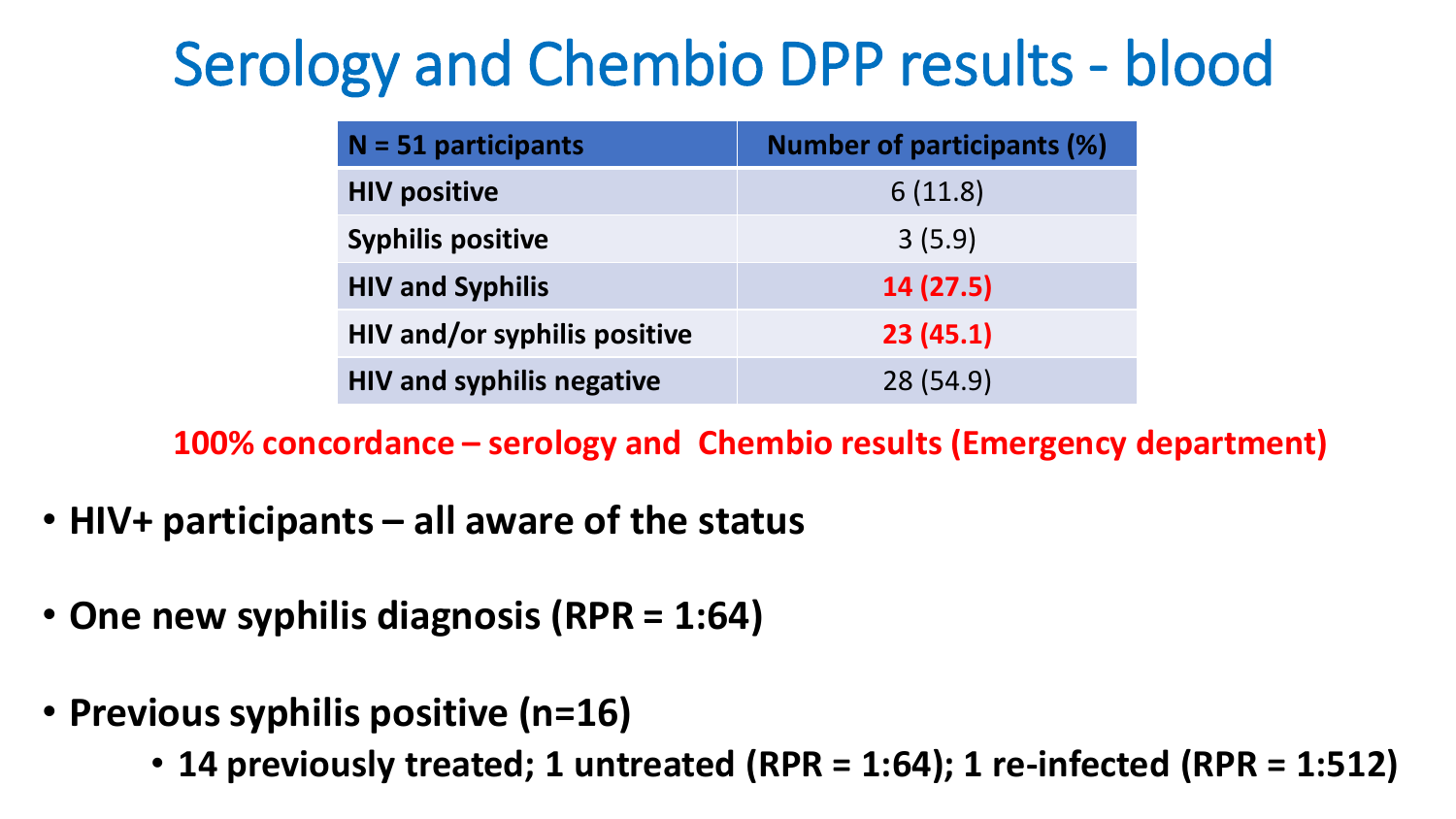# Serology and Chembio DPP results - blood

| N = 51 participants | Number of participants (%) |
|---|---|
| **HIV positive** | 6 (11.8) |
| **Syphilis positive** | 3 (5.9) |
| **HIV and Syphilis** | **14 (27.5)** |
| **HIV and/or syphilis positive** | **23 (45.1)** |
| **HIV and syphilis negative** | 28 (54.9) |

**100% concordance – serology and Chembio results (Emergency department)**

- **HIV+ participants – all aware of the status**
- **One new syphilis diagnosis (RPR = 1:64)**
- **Previous syphilis positive (n=16)**
  - **14 previously treated; 1 untreated (RPR = 1:64); 1 re-infected (RPR = 1:512)**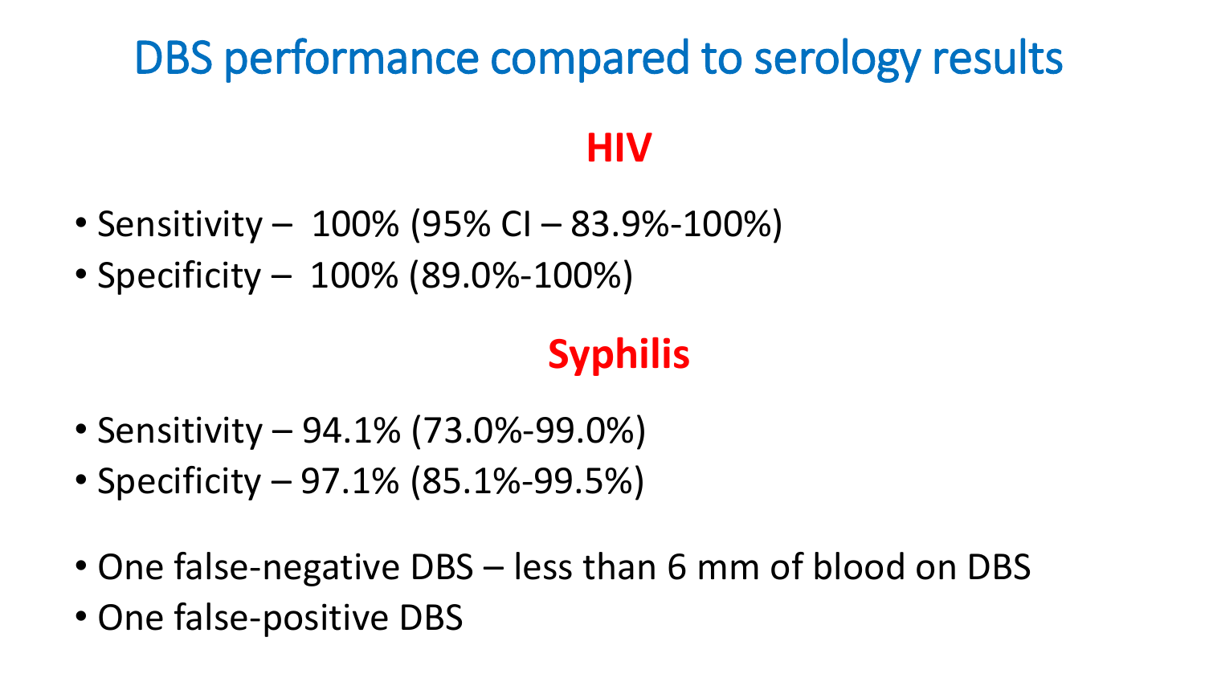# DBS performance compared to serology results

## HIV

- Sensitivity – 100% (95% CI – 83.9%-100%)
- Specificity – 100% (89.0%-100%)

## Syphilis

- Sensitivity – 94.1% (73.0%-99.0%)
- Specificity – 97.1% (85.1%-99.5%)

- One false-negative DBS – less than 6 mm of blood on DBS
- One false-positive DBS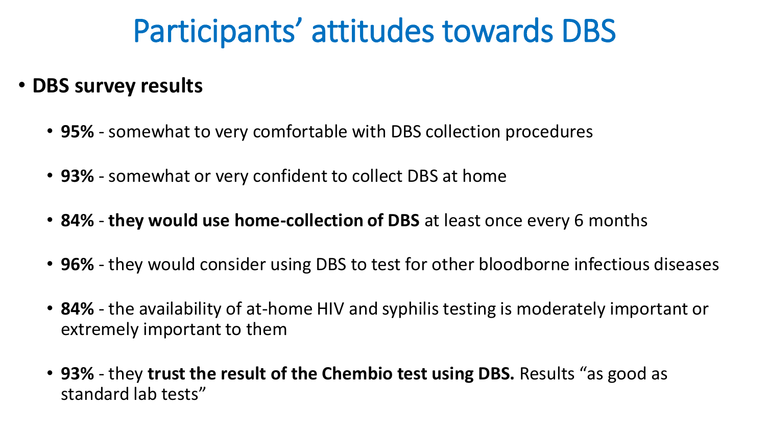# Participants’ attitudes towards DBS

- **DBS survey results**
  - **95%** - somewhat to very comfortable with DBS collection procedures
  - **93%** - somewhat or very confident to collect DBS at home
  - **84%** - **they would use home-collection of DBS** at least once every 6 months
  - **96%** - they would consider using DBS to test for other bloodborne infectious diseases
  - **84%** - the availability of at-home HIV and syphilis testing is moderately important or extremely important to them
  - **93%** - they **trust the result of the Chembio test using DBS.** Results “as good as standard lab tests”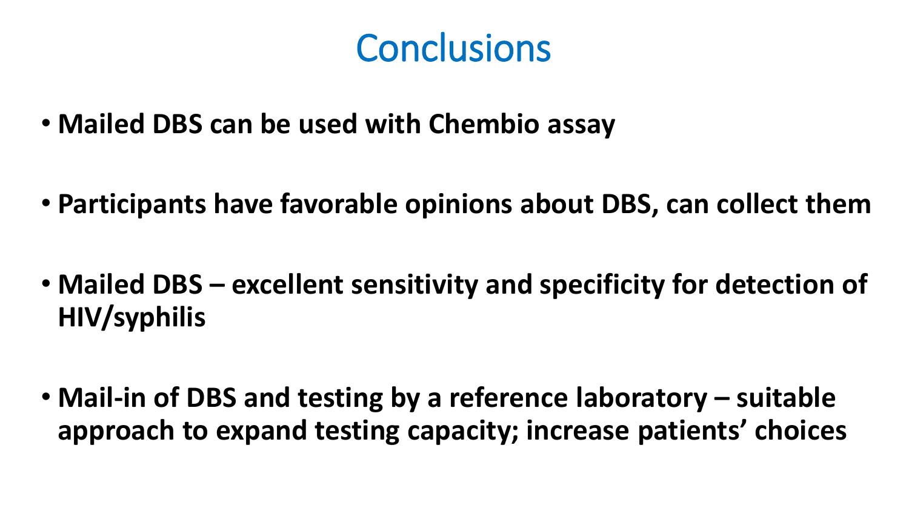# Conclusions

- **Mailed DBS can be used with Chembio assay**
- **Participants have favorable opinions about DBS, can collect them**
- **Mailed DBS – excellent sensitivity and specificity for detection of HIV/syphilis**
- **Mail-in of DBS and testing by a reference laboratory – suitable approach to expand testing capacity; increase patients' choices**